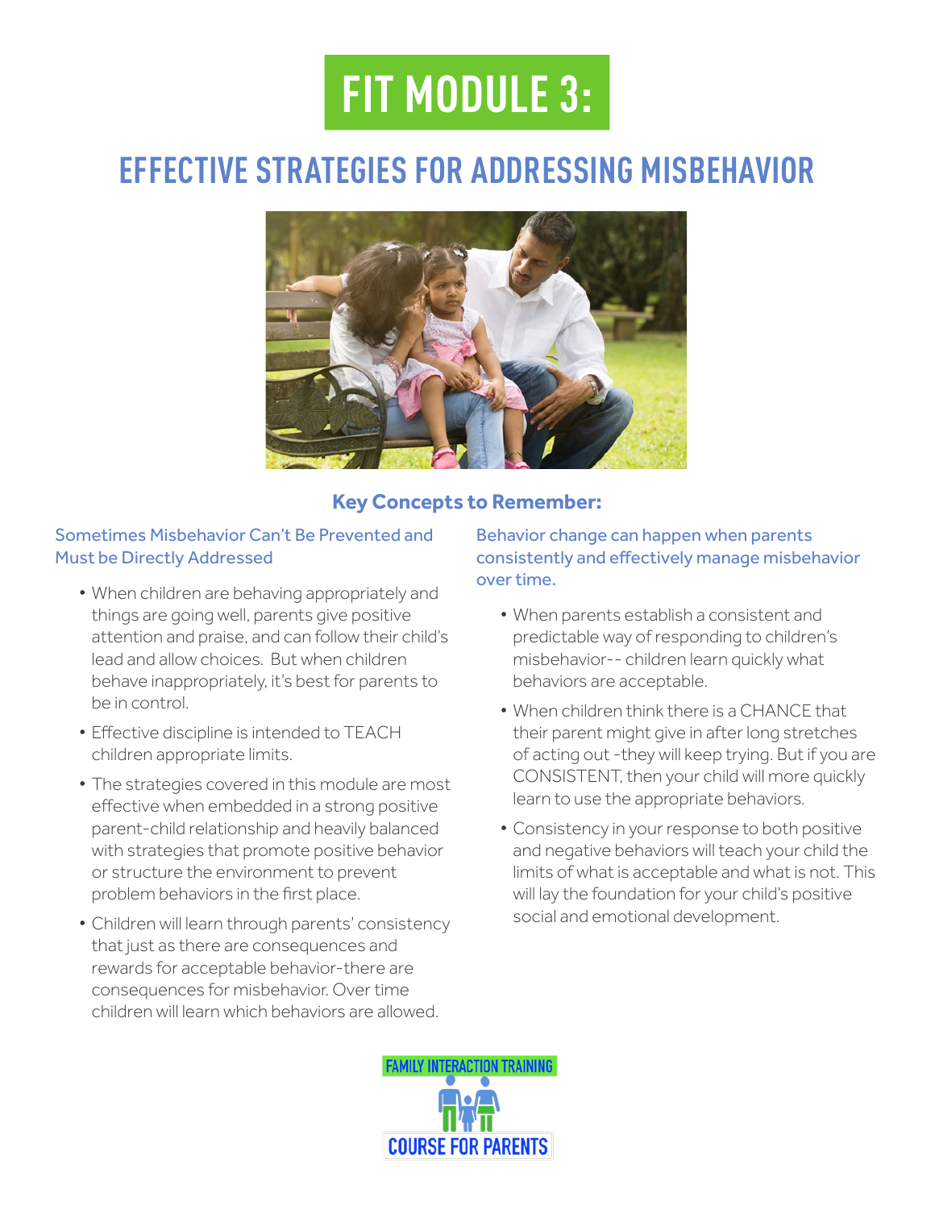# FIT MODULE 3:

## EFFECTIVE STRATEGIES FOR ADDRESSING MISBEHAVIOR

### Key Concepts to Remember:

**Sometimes Misbehavior Can't Be Prevented and Must be Directly Addressed**

- When children are behaving appropriately and things are going well, parents give positive attention and praise, and can follow their child's lead and allow choices. But when children behave inappropriately, it's best for parents to be in control.
- Effective discipline is intended to TEACH children appropriate limits.
- The strategies covered in this module are most effective when embedded in a strong positive parent-child relationship and heavily balanced with strategies that promote positive behavior or structure the environment to prevent problem behaviors in the first place.
- Children will learn through parents' consistency that just as there are consequences and rewards for acceptable behavior-there are consequences for misbehavior. Over time children will learn which behaviors are allowed.

**Behavior change can happen when parents consistently and effectively manage misbehavior over time.**

- When parents establish a consistent and predictable way of responding to children's misbehavior-- children learn quickly what behaviors are acceptable.
- When children think there is a CHANCE that their parent might give in after long stretches of acting out -they will keep trying. But if you are CONSISTENT, then your child will more quickly learn to use the appropriate behaviors.
- Consistency in your response to both positive and negative behaviors will teach your child the limits of what is acceptable and what is not. This will lay the foundation for your child's positive social and emotional development.

FAMILY INTERACTION TRAINING
COURSE FOR PARENTS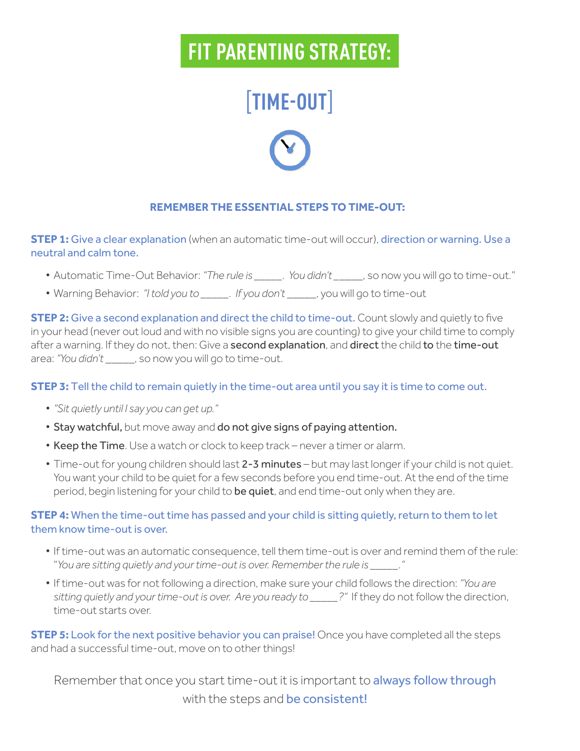# FIT PARENTING STRATEGY:

## [TIME-OUT]

### REMEMBER THE ESSENTIAL STEPS TO TIME-OUT:

**STEP 1:** Give a clear explanation (when an automatic time-out will occur), direction or warning. Use a neutral and calm tone.

- Automatic Time-Out Behavior: *"The rule is _____. You didn't _____,* so now you will go to time-out."
- Warning Behavior: *"I told you to _____. If you don't _____,* you will go to time-out

**STEP 2:** Give a second explanation and direct the child to time-out. Count slowly and quietly to five in your head (never out loud and with no visible signs you are counting) to give your child time to comply after a warning. If they do not, then: Give a **second explanation**, and **direct** the child **to** the **time-out** area: *"You didn't _____,* so now you will go to time-out.

**STEP 3:** Tell the child to remain quietly in the time-out area until you say it is time to come out.

- *"Sit quietly until I say you can get up."*
- **Stay watchful,** but move away and **do not give signs of paying attention.**
- **Keep the Time**. Use a watch or clock to keep track – never a timer or alarm.
- Time-out for young children should last **2-3 minutes** – but may last longer if your child is not quiet. You want your child to be quiet for a few seconds before you end time-out. At the end of the time period, begin listening for your child to **be quiet**, and end time-out only when they are.

**STEP 4:** When the time-out time has passed and your child is sitting quietly, return to them to let them know time-out is over.

- If time-out was an automatic consequence, tell them time-out is over and remind them of the rule: "*You are sitting quietly and your time-out is over. Remember the rule is _____.*"
- If time-out was for not following a direction, make sure your child follows the direction: *"You are sitting quietly and your time-out is over. Are you ready to _____?"* If they do not follow the direction, time-out starts over.

**STEP 5:** Look for the next positive behavior you can praise! Once you have completed all the steps and had a successful time-out, move on to other things!

Remember that once you start time-out it is important to always follow through with the steps and be consistent!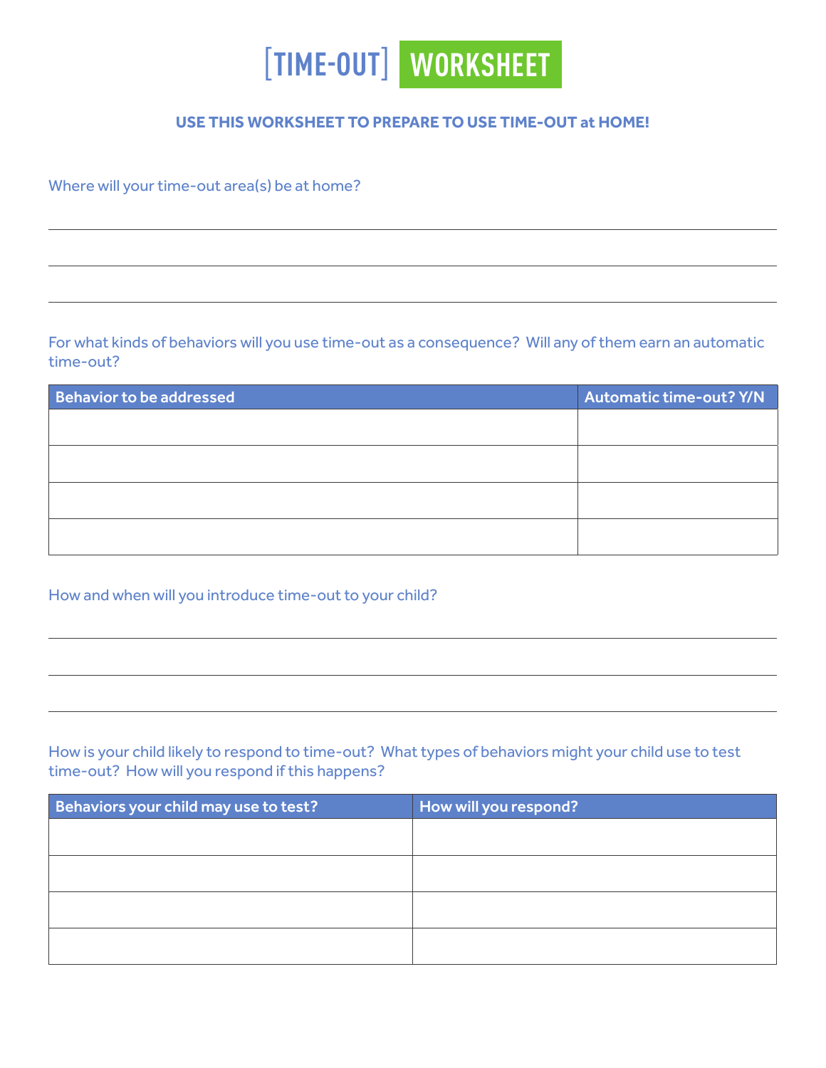# [TIME-OUT] WORKSHEET

**USE THIS WORKSHEET TO PREPARE TO USE TIME-OUT at HOME!**

Where will your time-out area(s) be at home?

\_\_\_\_\_\_\_\_\_\_\_\_\_\_\_\_\_\_\_\_\_\_\_\_\_\_\_\_\_\_\_\_\_\_\_\_\_\_\_\_

\_\_\_\_\_\_\_\_\_\_\_\_\_\_\_\_\_\_\_\_\_\_\_\_\_\_\_\_\_\_\_\_\_\_\_\_\_\_\_\_

\_\_\_\_\_\_\_\_\_\_\_\_\_\_\_\_\_\_\_\_\_\_\_\_\_\_\_\_\_\_\_\_\_\_\_\_\_\_\_\_

For what kinds of behaviors will you use time-out as a consequence? Will any of them earn an automatic time-out?

| Behavior to be addressed | Automatic time-out? Y/N |
| --- | --- |
| | |
| | |
| | |
| | |

How and when will you introduce time-out to your child?

\_\_\_\_\_\_\_\_\_\_\_\_\_\_\_\_\_\_\_\_\_\_\_\_\_\_\_\_\_\_\_\_\_\_\_\_\_\_\_\_

\_\_\_\_\_\_\_\_\_\_\_\_\_\_\_\_\_\_\_\_\_\_\_\_\_\_\_\_\_\_\_\_\_\_\_\_\_\_\_\_

\_\_\_\_\_\_\_\_\_\_\_\_\_\_\_\_\_\_\_\_\_\_\_\_\_\_\_\_\_\_\_\_\_\_\_\_\_\_\_\_

How is your child likely to respond to time-out? What types of behaviors might your child use to test time-out? How will you respond if this happens?

| Behaviors your child may use to test? | How will you respond? |
| --- | --- |
| | |
| | |
| | |
| | |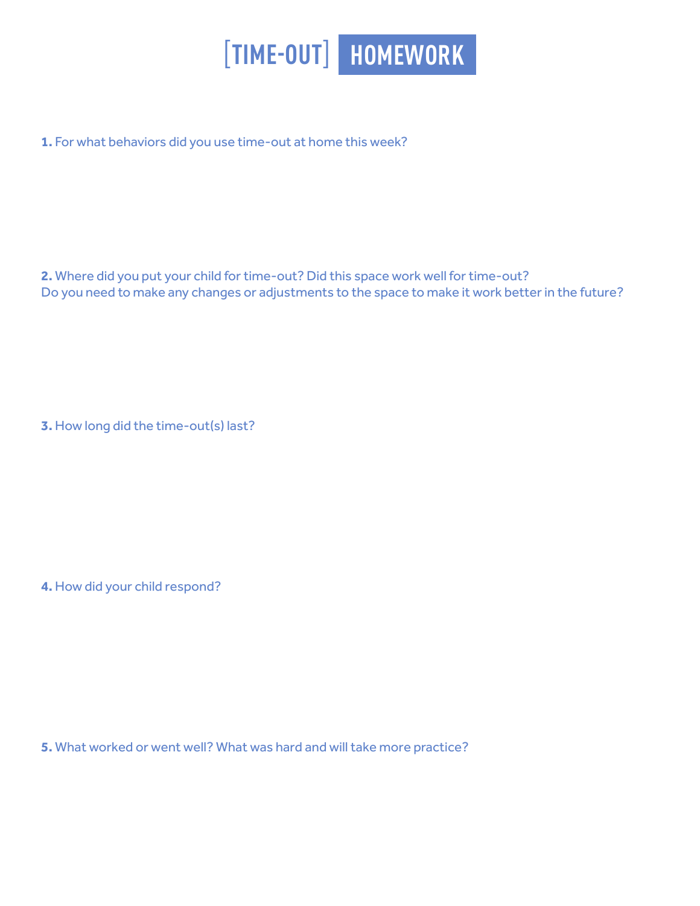# [TIME-OUT] HOMEWORK

**1.** For what behaviors did you use time-out at home this week?

**2.** Where did you put your child for time-out? Did this space work well for time-out? Do you need to make any changes or adjustments to the space to make it work better in the future?

**3.** How long did the time-out(s) last?

**4.** How did your child respond?

**5.** What worked or went well? What was hard and will take more practice?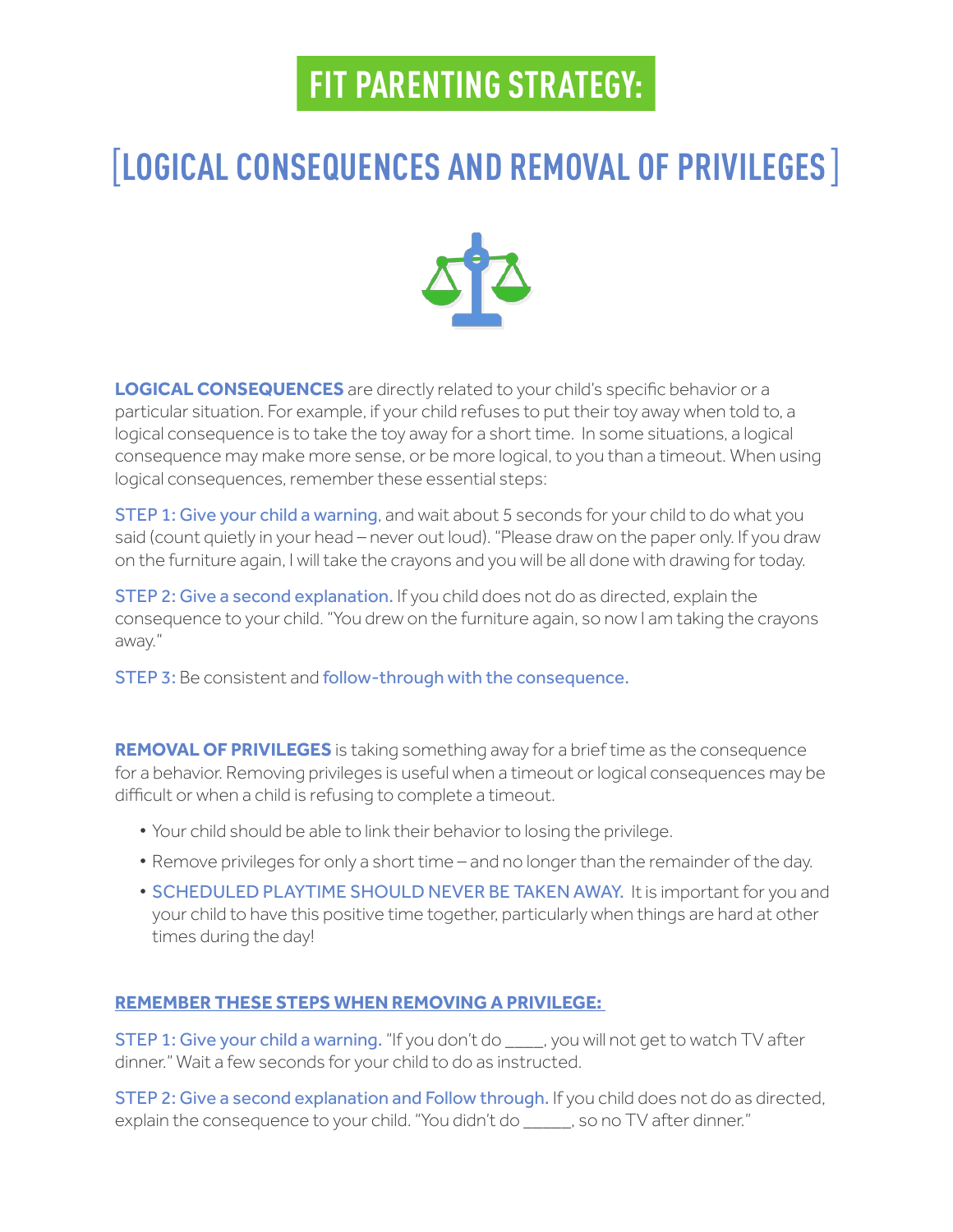# FIT PARENTING STRATEGY:

## [LOGICAL CONSEQUENCES AND REMOVAL OF PRIVILEGES]

**LOGICAL CONSEQUENCES** are directly related to your child's specific behavior or a particular situation. For example, if your child refuses to put their toy away when told to, a logical consequence is to take the toy away for a short time. In some situations, a logical consequence may make more sense, or be more logical, to you than a timeout. When using logical consequences, remember these essential steps:

STEP 1: Give your child a warning, and wait about 5 seconds for your child to do what you said (count quietly in your head – never out loud). "Please draw on the paper only. If you draw on the furniture again, I will take the crayons and you will be all done with drawing for today.

STEP 2: Give a second explanation. If you child does not do as directed, explain the consequence to your child. "You drew on the furniture again, so now I am taking the crayons away."

STEP 3: Be consistent and follow-through with the consequence.

**REMOVAL OF PRIVILEGES** is taking something away for a brief time as the consequence for a behavior. Removing privileges is useful when a timeout or logical consequences may be difficult or when a child is refusing to complete a timeout.

- Your child should be able to link their behavior to losing the privilege.
- Remove privileges for only a short time – and no longer than the remainder of the day.
- SCHEDULED PLAYTIME SHOULD NEVER BE TAKEN AWAY. It is important for you and your child to have this positive time together, particularly when things are hard at other times during the day!

**REMEMBER THESE STEPS WHEN REMOVING A PRIVILEGE:**

STEP 1: Give your child a warning. "If you don't do ____, you will not get to watch TV after dinner." Wait a few seconds for your child to do as instructed.

STEP 2: Give a second explanation and Follow through. If you child does not do as directed, explain the consequence to your child. "You didn't do _____, so no TV after dinner."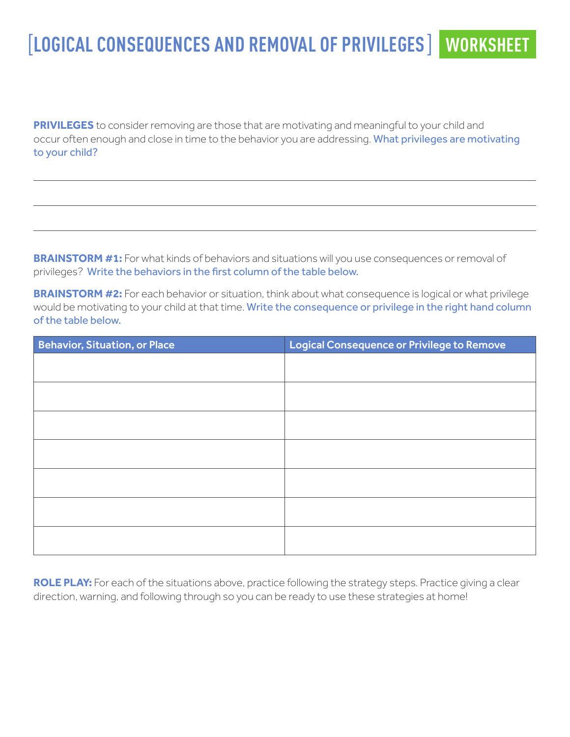# [LOGICAL CONSEQUENCES AND REMOVAL OF PRIVILEGES] WORKSHEET

**PRIVILEGES** to consider removing are those that are motivating and meaningful to your child and occur often enough and close in time to the behavior you are addressing. What privileges are motivating to your child?

______________________________________________________________________

______________________________________________________________________

______________________________________________________________________

**BRAINSTORM #1:** For what kinds of behaviors and situations will you use consequences or removal of privileges? Write the behaviors in the first column of the table below.

**BRAINSTORM #2:** For each behavior or situation, think about what consequence is logical or what privilege would be motivating to your child at that time. Write the consequence or privilege in the right hand column of the table below.

| Behavior, Situation, or Place | Logical Consequence or Privilege to Remove |
| --- | --- |
| | |
| | |
| | |
| | |
| | |
| | |
| | |

**ROLE PLAY:** For each of the situations above, practice following the strategy steps. Practice giving a clear direction, warning, and following through so you can be ready to use these strategies at home!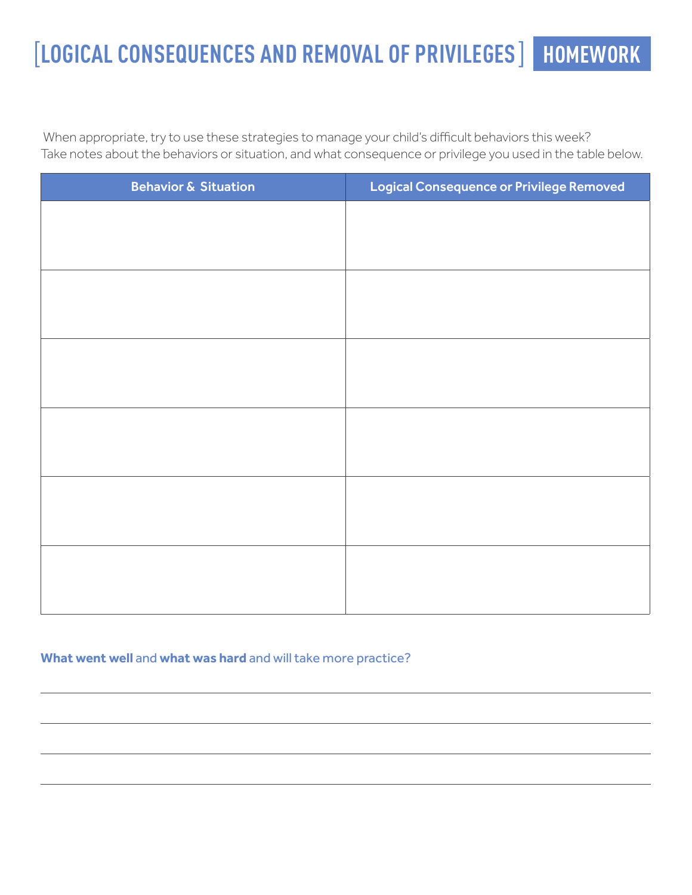# [LOGICAL CONSEQUENCES AND REMOVAL OF PRIVILEGES] HOMEWORK

When appropriate, try to use these strategies to manage your child's difficult behaviors this week? Take notes about the behaviors or situation, and what consequence or privilege you used in the table below.

| Behavior & Situation | Logical Consequence or Privilege Removed |
|---|---|
| | |
| | |
| | |
| | |
| | |
| | |

**What went well** and **what was hard** and will take more practice?

___

___

___

___